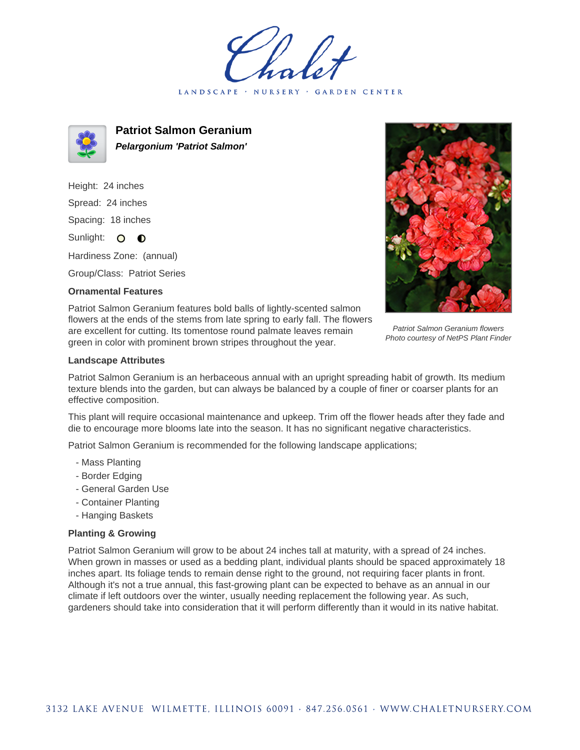Chalet

LANDSCAPE · NURSERY · GARDEN CENTER

# Patriot Salmon Geranium

***Pelargonium 'Patriot Salmon'***

Height: 24 inches

Spread: 24 inches

Spacing: 18 inches

Sunlight:

Hardiness Zone: (annual)

Group/Class: Patriot Series

### Ornamental Features

Patriot Salmon Geranium features bold balls of lightly-scented salmon flowers at the ends of the stems from late spring to early fall. The flowers are excellent for cutting. Its tomentose round palmate leaves remain green in color with prominent brown stripes throughout the year.

*Patriot Salmon Geranium flowers*
*Photo courtesy of NetPS Plant Finder*

### Landscape Attributes

Patriot Salmon Geranium is an herbaceous annual with an upright spreading habit of growth. Its medium texture blends into the garden, but can always be balanced by a couple of finer or coarser plants for an effective composition.

This plant will require occasional maintenance and upkeep. Trim off the flower heads after they fade and die to encourage more blooms late into the season. It has no significant negative characteristics.

Patriot Salmon Geranium is recommended for the following landscape applications;

- Mass Planting
- Border Edging
- General Garden Use
- Container Planting
- Hanging Baskets

### Planting & Growing

Patriot Salmon Geranium will grow to be about 24 inches tall at maturity, with a spread of 24 inches. When grown in masses or used as a bedding plant, individual plants should be spaced approximately 18 inches apart. Its foliage tends to remain dense right to the ground, not requiring facer plants in front. Although it's not a true annual, this fast-growing plant can be expected to behave as an annual in our climate if left outdoors over the winter, usually needing replacement the following year. As such, gardeners should take into consideration that it will perform differently than it would in its native habitat.

3132 LAKE AVENUE WILMETTE, ILLINOIS 60091 · 847.256.0561 · WWW.CHALETNURSERY.COM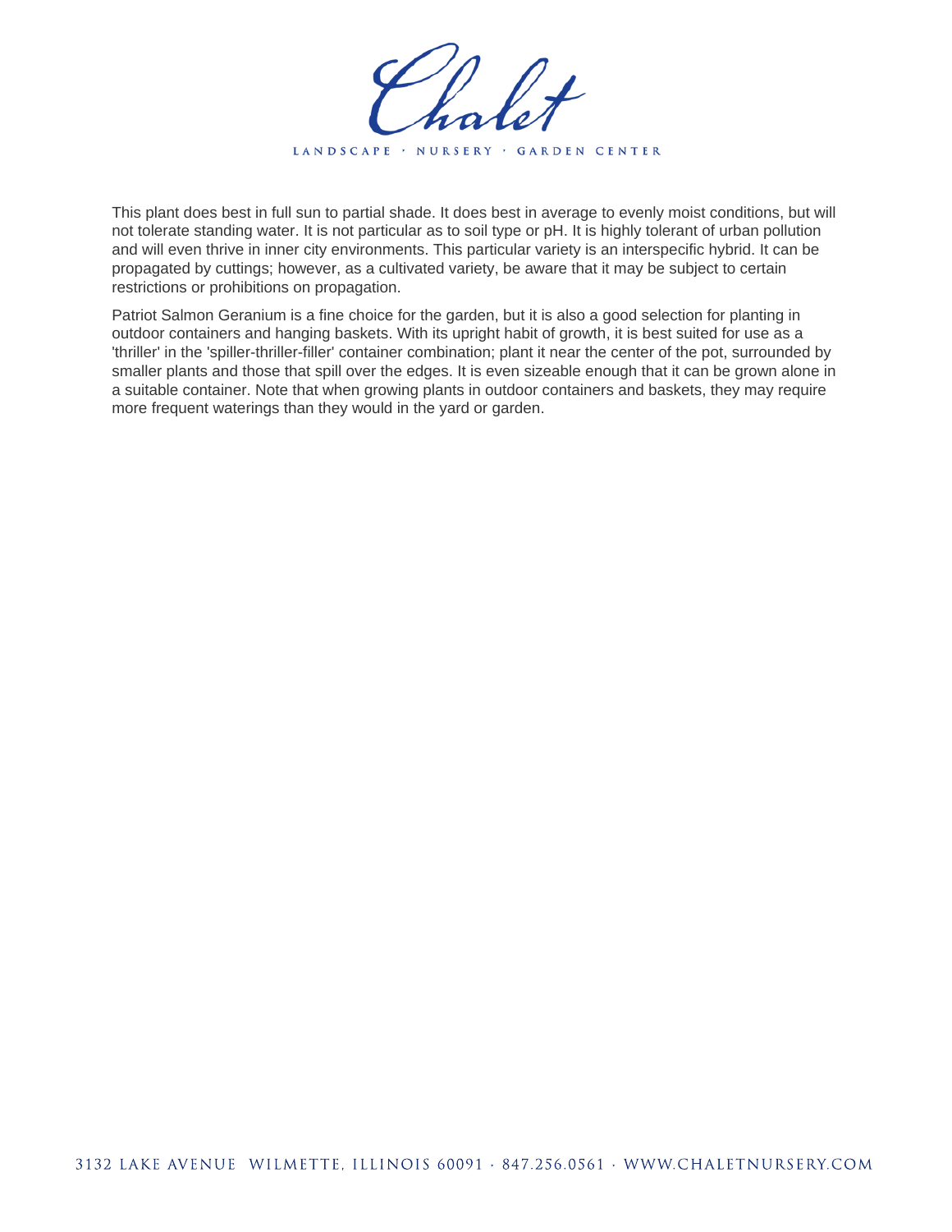This plant does best in full sun to partial shade. It does best in average to evenly moist conditions, but will not tolerate standing water. It is not particular as to soil type or pH. It is highly tolerant of urban pollution and will even thrive in inner city environments. This particular variety is an interspecific hybrid. It can be propagated by cuttings; however, as a cultivated variety, be aware that it may be subject to certain restrictions or prohibitions on propagation.

Patriot Salmon Geranium is a fine choice for the garden, but it is also a good selection for planting in outdoor containers and hanging baskets. With its upright habit of growth, it is best suited for use as a 'thriller' in the 'spiller-thriller-filler' container combination; plant it near the center of the pot, surrounded by smaller plants and those that spill over the edges. It is even sizeable enough that it can be grown alone in a suitable container. Note that when growing plants in outdoor containers and baskets, they may require more frequent waterings than they would in the yard or garden.